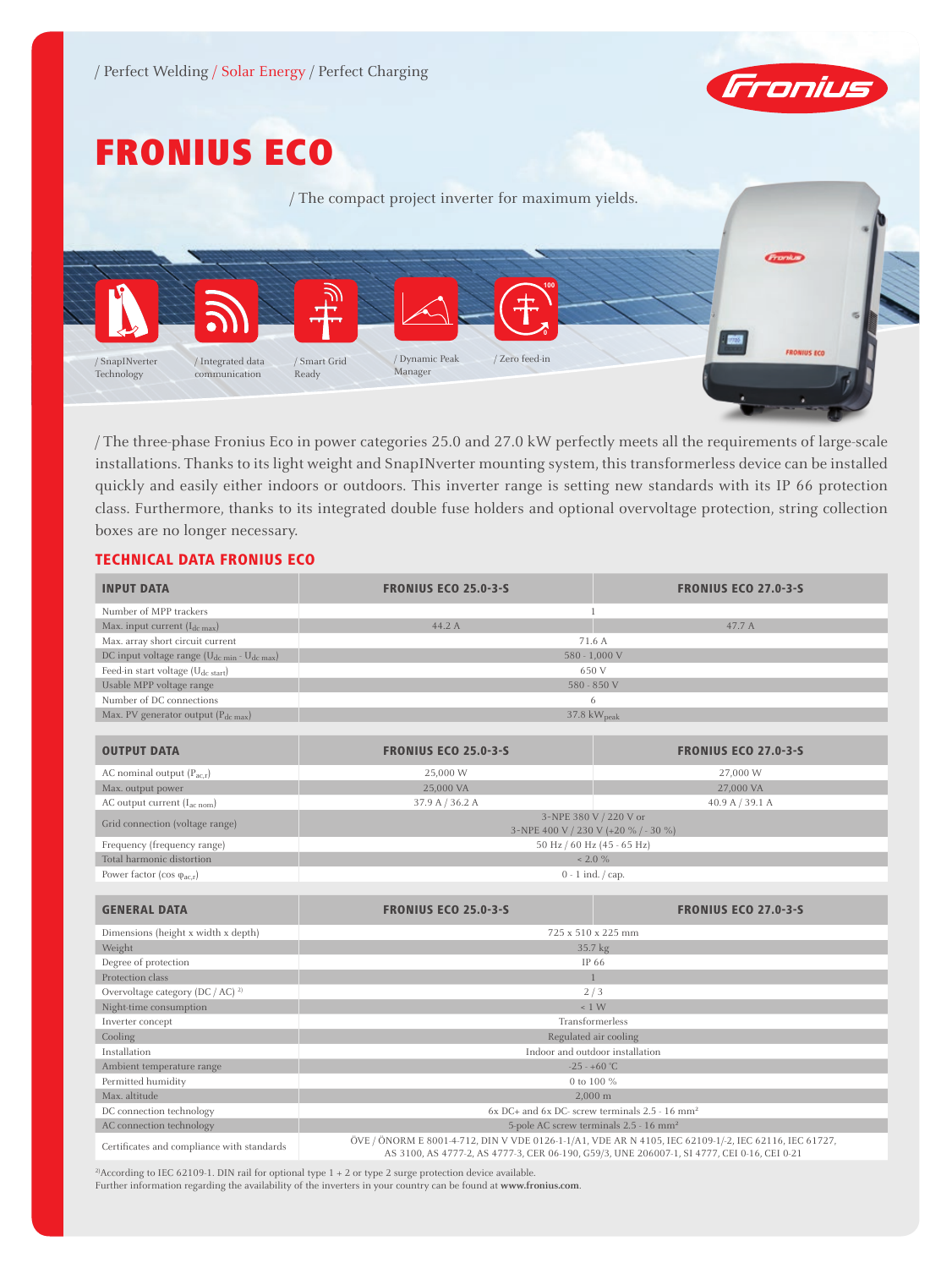/ Perfect Welding / Solar Energy / Perfect Charging

# FRONIUS ECO

/ The compact project inverter for maximum yields.

/ SnapINverter Technology

/ Integrated data communication

/ Smart Grid Ready

/ Dynamic Peak Manager

/ Zero feed-in

/ The three-phase Fronius Eco in power categories 25.0 and 27.0 kW perfectly meets all the requirements of large-scale installations. Thanks to its light weight and SnapINverter mounting system, this transformerless device can be installed quickly and easily either indoors or outdoors. This inverter range is setting new standards with its IP 66 protection class. Furthermore, thanks to its integrated double fuse holders and optional overvoltage protection, string collection boxes are no longer necessary.

## TECHNICAL DATA FRONIUS ECO

| INPUT DATA | FRONIUS ECO 25.0-3-S | FRONIUS ECO 27.0-3-S |
|---|---|---|
| Number of MPP trackers | 1 | |
| Max. input current ($I_{dc\ max}$) | 44.2 A | 47.7 A |
| Max. array short circuit current | 71.6 A | |
| DC input voltage range ($U_{dc\ min}$ - $U_{dc\ max}$) | 580 - 1,000 V | |
| Feed-in start voltage ($U_{dc\ start}$) | 650 V | |
| Usable MPP voltage range | 580 - 850 V | |
| Number of DC connections | 6 | |
| Max. PV generator output ($P_{dc\ max}$) | 37.8 $kW_{peak}$ | |

| OUTPUT DATA | FRONIUS ECO 25.0-3-S | FRONIUS ECO 27.0-3-S |
|---|---|---|
| AC nominal output ($P_{ac,r}$) | 25,000 W | 27,000 W |
| Max. output power | 25,000 VA | 27,000 VA |
| AC output current ($I_{ac\ nom}$) | 37.9 A / 36.2 A | 40.9 A / 39.1 A |
| Grid connection (voltage range) | 3-NPE 380 V / 220 V or 3-NPE 400 V / 230 V (+20 % / - 30 %) | |
| Frequency (frequency range) | 50 Hz / 60 Hz (45 - 65 Hz) | |
| Total harmonic distortion | < 2.0 % | |
| Power factor (cos $\varphi_{ac,r}$) | 0 - 1 ind. / cap. | |

| GENERAL DATA | FRONIUS ECO 25.0-3-S | FRONIUS ECO 27.0-3-S |
|---|---|---|
| Dimensions (height x width x depth) | 725 x 510 x 225 mm | |
| Weight | 35.7 kg | |
| Degree of protection | IP 66 | |
| Protection class | 1 | |
| Overvoltage category (DC / AC) [2)] | 2 / 3 | |
| Night-time consumption | < 1 W | |
| Inverter concept | Transformerless | |
| Cooling | Regulated air cooling | |
| Installation | Indoor and outdoor installation | |
| Ambient temperature range | -25 - +60 °C | |
| Permitted humidity | 0 to 100 % | |
| Max. altitude | 2,000 m | |
| DC connection technology | 6x DC+ and 6x DC- screw terminals 2.5 - 16 mm² | |
| AC connection technology | 5-pole AC screw terminals 2.5 - 16 mm² | |
| Certificates and compliance with standards | ÖVE / ÖNORM E 8001-4-712, DIN V VDE 0126-1-1/A1, VDE AR N 4105, IEC 62109-1/-2, IEC 62116, IEC 61727, AS 3100, AS 4777-2, AS 4777-3, CER 06-190, G59/3, UNE 206007-1, SI 4777, CEI 0-16, CEI 0-21 | |

[2)] According to IEC 62109-1. DIN rail for optional type 1 + 2 or type 2 surge protection device available.

Further information regarding the availability of the inverters in your country can be found at **www.fronius.com**.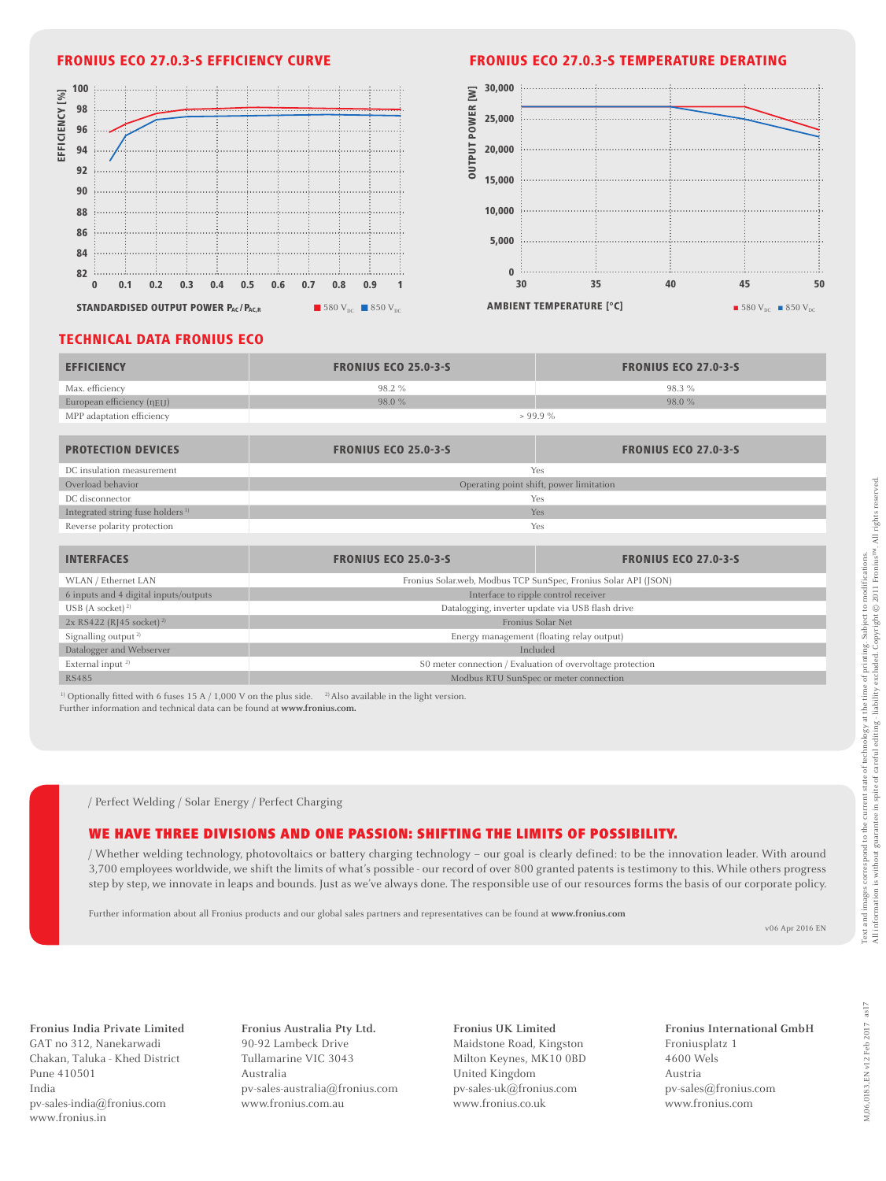## FRONIUS ECO 27.0.3-S EFFICIENCY CURVE

EFFICIENCY [%]

100
98
96
94
92
90
88
86
84
82

0 0.1 0.2 0.3 0.4 0.5 0.6 0.7 0.8 0.9 1

STANDARDISED OUTPUT POWER $P_{AC}$ / $P_{AC,R}$

580 $V_{DC}$ 850 $V_{DC}$

## FRONIUS ECO 27.0.3-S TEMPERATURE DERATING

OUTPUT POWER [W]

30,000
25,000
20,000
15,000
10,000
5,000
0

30 35 40 45 50

AMBIENT TEMPERATURE [°C]

580 $V_{DC}$ 850 $V_{DC}$

## TECHNICAL DATA FRONIUS ECO

| EFFICIENCY | FRONIUS ECO 25.0-3-S | FRONIUS ECO 27.0-3-S |
|---|---|---|
| Max. efficiency | 98.2 % | 98.3 % |
| European efficiency (ηEU) | 98.0 % | 98.0 % |
| MPP adaptation efficiency | > 99.9 % | |

| PROTECTION DEVICES | FRONIUS ECO 25.0-3-S | FRONIUS ECO 27.0-3-S |
|---|---|---|
| DC insulation measurement | Yes | |
| Overload behavior | Operating point shift, power limitation | |
| DC disconnector | Yes | |
| Integrated string fuse holders [1] | Yes | |
| Reverse polarity protection | Yes | |

| INTERFACES | FRONIUS ECO 25.0-3-S | FRONIUS ECO 27.0-3-S |
|---|---|---|
| WLAN / Ethernet LAN | Fronius Solar.web, Modbus TCP SunSpec, Fronius Solar API (JSON) | |
| 6 inputs and 4 digital inputs/outputs | Interface to ripple control receiver | |
| USB (A socket) [2] | Datalogging, inverter update via USB flash drive | |
| 2x RS422 (RJ45 socket) [2] | Fronius Solar Net | |
| Signalling output [2] | Energy management (floating relay output) | |
| Datalogger and Webserver | Included | |
| External input [2] | S0 meter connection / Evaluation of overvoltage protection | |
| RS485 | Modbus RTU SunSpec or meter connection | |

[1] Optionally fitted with 6 fuses 15 A / 1,000 V on the plus side. [2] Also available in the light version.
Further information and technical data can be found at **www.fronius.com.**

/ Perfect Welding / Solar Energy / Perfect Charging

## WE HAVE THREE DIVISIONS AND ONE PASSION: SHIFTING THE LIMITS OF POSSIBILITY.

/ Whether welding technology, photovoltaics or battery charging technology – our goal is clearly defined: to be the innovation leader. With around 3,700 employees worldwide, we shift the limits of what's possible - our record of over 800 granted patents is testimony to this. While others progress step by step, we innovate in leaps and bounds. Just as we've always done. The responsible use of our resources forms the basis of our corporate policy.

Further information about all Fronius products and our global sales partners and representatives can be found at **www.fronius.com**

v06 Apr 2016 EN

**Fronius India Private Limited**
GAT no 312, Nanekarwadi
Chakan, Taluka - Khed District
Pune 410501
India
pv-sales-india@fronius.com
www.fronius.in

**Fronius Australia Pty Ltd.**
90-92 Lambeck Drive
Tullamarine VIC 3043
Australia
pv-sales-australia@fronius.com
www.fronius.com.au

**Fronius UK Limited**
Maidstone Road, Kingston
Milton Keynes, MK10 0BD
United Kingdom
pv-sales-uk@fronius.com
www.fronius.co.uk

**Fronius International GmbH**
Froniusplatz 1
4600 Wels
Austria
pv-sales@fronius.com
www.fronius.com

Text and images correspond to the current state of technology at the time of printing. Subject to modifications.
All information is without guarantee in spite of careful editing - liability excluded. Copyright © 2011 Fronius™. All rights reserved.

M,06,0183,EN v12 Feb 2017 as17